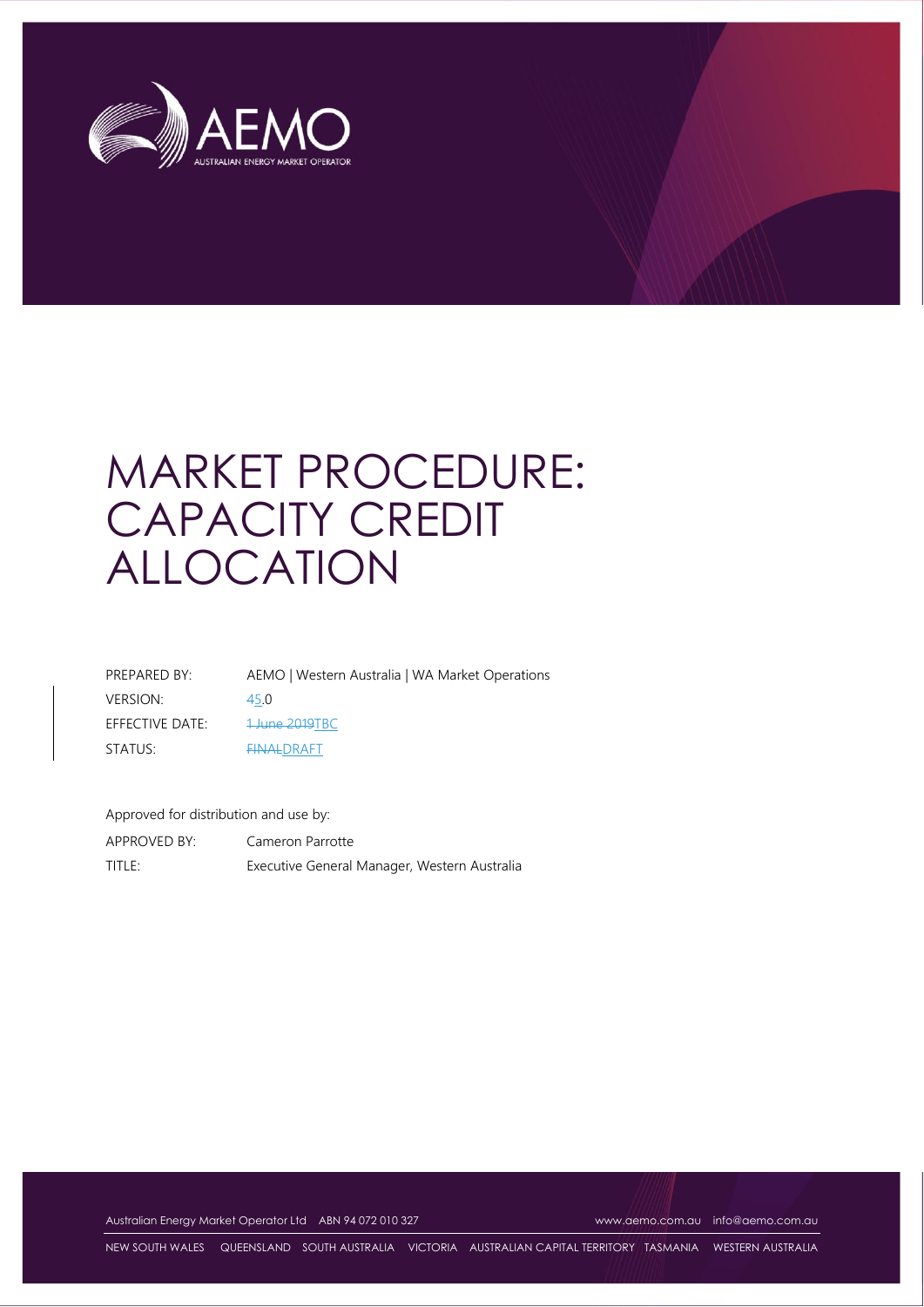# MARKET PROCEDURE: CAPACITY CREDIT ALLOCATION

| | |
|---|---|
| PREPARED BY: | AEMO \| Western Australia \| WA Market Operations |
| VERSION: | ~~4~~5.0 |
| EFFECTIVE DATE: | ~~1 June 2019~~TBC |
| STATUS: | ~~FINAL~~DRAFT |

Approved for distribution and use by:

| | |
|---|---|
| APPROVED BY: | Cameron Parrotte |
| TITLE: | Executive General Manager, Western Australia |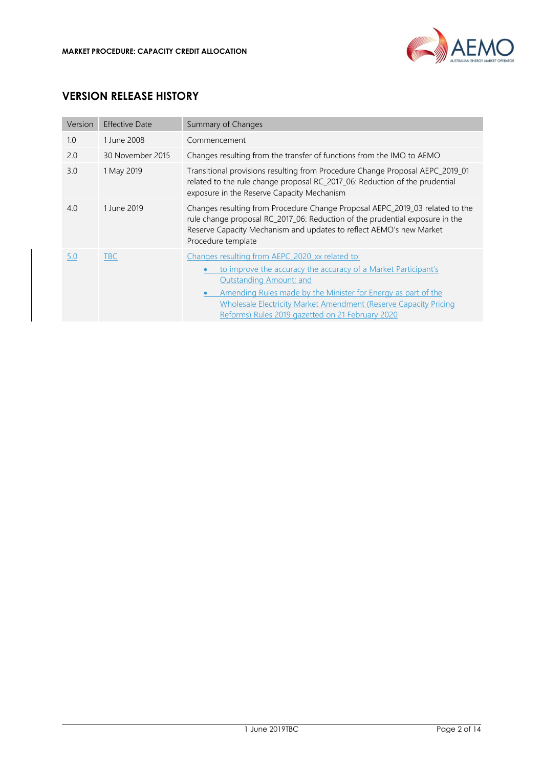## VERSION RELEASE HISTORY

| Version | Effective Date | Summary of Changes |
|---|---|---|
| 1.0 | 1 June 2008 | Commencement |
| 2.0 | 30 November 2015 | Changes resulting from the transfer of functions from the IMO to AEMO |
| 3.0 | 1 May 2019 | Transitional provisions resulting from Procedure Change Proposal AEPC_2019_01 related to the rule change proposal RC_2017_06: Reduction of the prudential exposure in the Reserve Capacity Mechanism |
| 4.0 | 1 June 2019 | Changes resulting from Procedure Change Proposal AEPC_2019_03 related to the rule change proposal RC_2017_06: Reduction of the prudential exposure in the Reserve Capacity Mechanism and updates to reflect AEMO's new Market Procedure template |
| 5.0 | TBC | Changes resulting from AEPC_2020_xx related to: <br>• to improve the accuracy the accuracy of a Market Participant's Outstanding Amount; and <br>• Amending Rules made by the Minister for Energy as part of the Wholesale Electricity Market Amendment (Reserve Capacity Pricing Reforms) Rules 2019 gazetted on 21 February 2020 |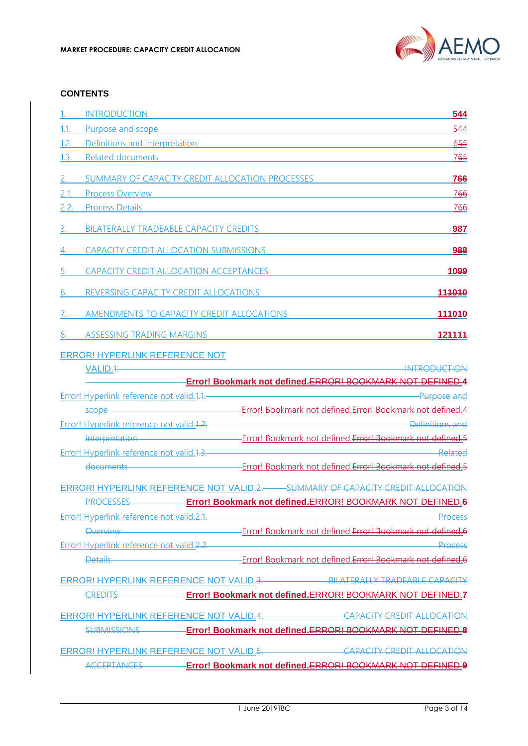# CONTENTS

| | | |
|---|---|---|
| 1. | INTRODUCTION | 544 |
| 1.1. | Purpose and scope | 544 |
| 1.2. | Definitions and interpretation | 655 |
| 1.3. | Related documents | 765 |
| 2. | SUMMARY OF CAPACITY CREDIT ALLOCATION PROCESSES | 766 |
| 2.1. | Process Overview | 766 |
| 2.2. | Process Details | 766 |
| 3. | BILATERALLY TRADEABLE CAPACITY CREDITS | 987 |
| 4. | CAPACITY CREDIT ALLOCATION SUBMISSIONS | 988 |
| 5. | CAPACITY CREDIT ALLOCATION ACCEPTANCES | 1099 |
| 6. | REVERSING CAPACITY CREDIT ALLOCATIONS | 111010 |
| 7. | AMENDMENTS TO CAPACITY CREDIT ALLOCATIONS | 111010 |
| 8. | ASSESSING TRADING MARGINS | 121111 |

ERROR! HYPERLINK REFERENCE NOT VALID.1. INTRODUCTION Error! Bookmark not defined.ERROR! BOOKMARK NOT DEFINED.4

Error! Hyperlink reference not valid.1.1. Purpose and scope Error! Bookmark not defined.Error! Bookmark not defined.4

Error! Hyperlink reference not valid.1.2. Definitions and interpretation Error! Bookmark not defined.Error! Bookmark not defined.5

Error! Hyperlink reference not valid.1.3. Related documents Error! Bookmark not defined.Error! Bookmark not defined.5

ERROR! HYPERLINK REFERENCE NOT VALID.2. SUMMARY OF CAPACITY CREDIT ALLOCATION PROCESSES Error! Bookmark not defined.ERROR! BOOKMARK NOT DEFINED.6

Error! Hyperlink reference not valid.2.1. Process Overview Error! Bookmark not defined.Error! Bookmark not defined.6

Error! Hyperlink reference not valid.2.2. Process Details Error! Bookmark not defined.Error! Bookmark not defined.6

ERROR! HYPERLINK REFERENCE NOT VALID.3. BILATERALLY TRADEABLE CAPACITY CREDITS Error! Bookmark not defined.ERROR! BOOKMARK NOT DEFINED.7

ERROR! HYPERLINK REFERENCE NOT VALID.4. CAPACITY CREDIT ALLOCATION SUBMISSIONS Error! Bookmark not defined.ERROR! BOOKMARK NOT DEFINED.8

ERROR! HYPERLINK REFERENCE NOT VALID.5. CAPACITY CREDIT ALLOCATION ACCEPTANCES Error! Bookmark not defined.ERROR! BOOKMARK NOT DEFINED.9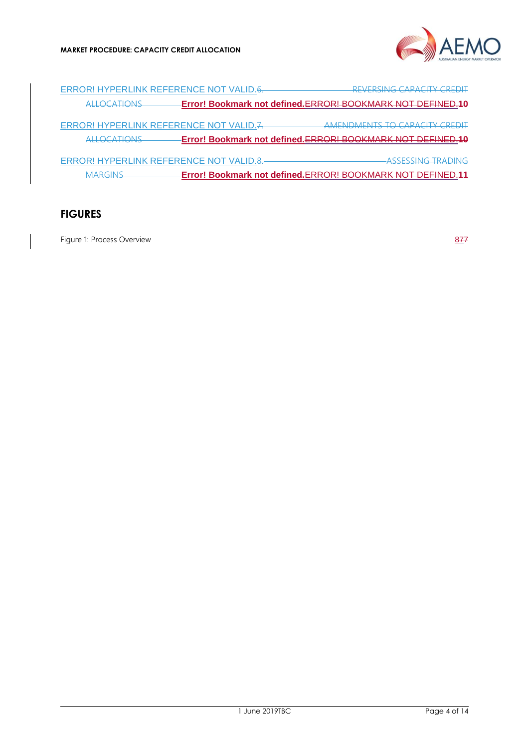ERROR! HYPERLINK REFERENCE NOT VALID.6. REVERSING CAPACITY CREDIT ALLOCATIONS **Error! Bookmark not defined.**ERROR! BOOKMARK NOT DEFINED.**10**

ERROR! HYPERLINK REFERENCE NOT VALID.7. AMENDMENTS TO CAPACITY CREDIT ALLOCATIONS **Error! Bookmark not defined.**ERROR! BOOKMARK NOT DEFINED.**10**

ERROR! HYPERLINK REFERENCE NOT VALID.8. ASSESSING TRADING MARGINS **Error! Bookmark not defined.**ERROR! BOOKMARK NOT DEFINED.**11**

## FIGURES

Figure 1: Process Overview 877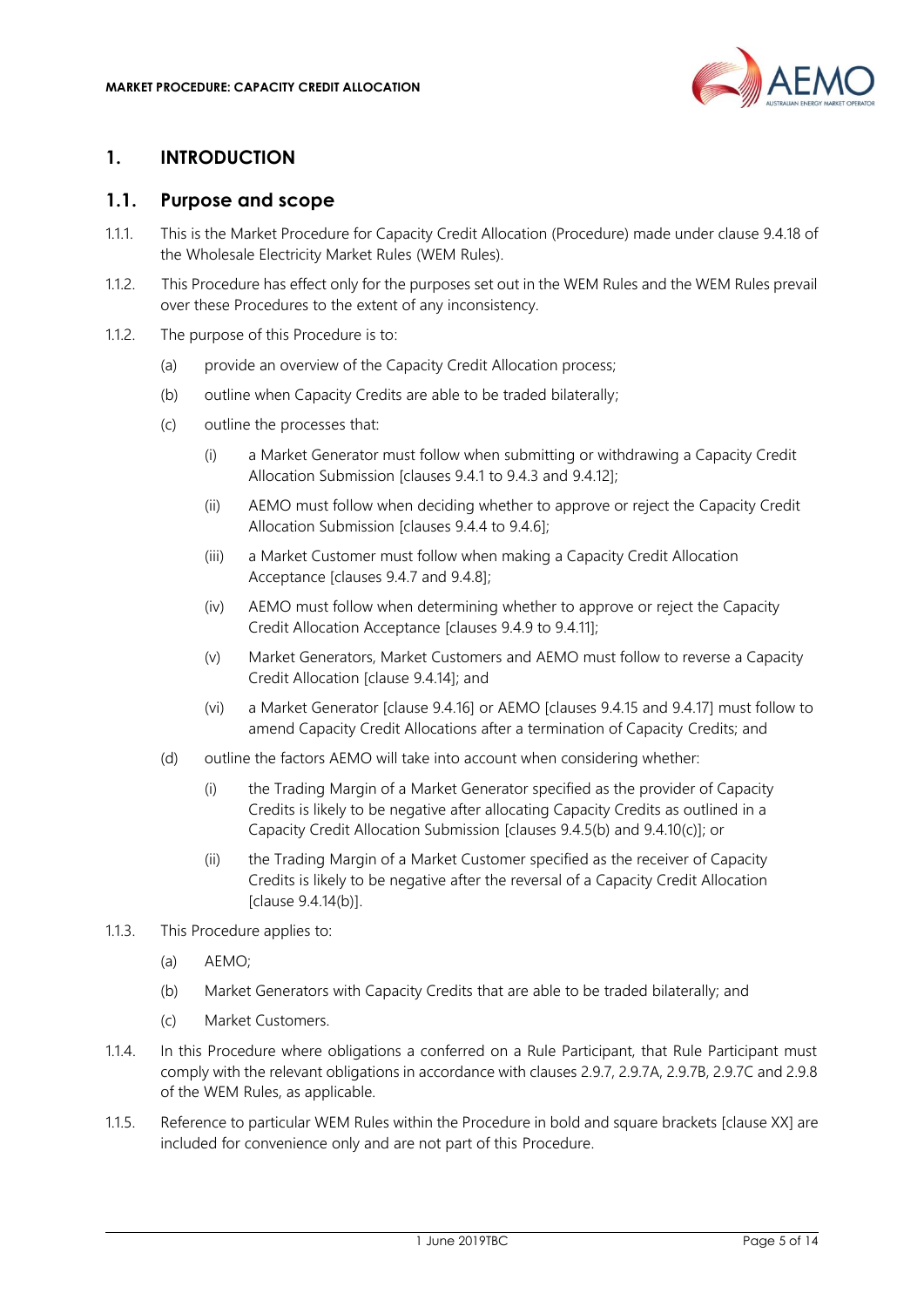# 1. INTRODUCTION

## 1.1. Purpose and scope

1.1.1. This is the Market Procedure for Capacity Credit Allocation (Procedure) made under clause 9.4.18 of the Wholesale Electricity Market Rules (WEM Rules).

1.1.2. This Procedure has effect only for the purposes set out in the WEM Rules and the WEM Rules prevail over these Procedures to the extent of any inconsistency.

1.1.2. The purpose of this Procedure is to:

(a) provide an overview of the Capacity Credit Allocation process;

(b) outline when Capacity Credits are able to be traded bilaterally;

(c) outline the processes that:

(i) a Market Generator must follow when submitting or withdrawing a Capacity Credit Allocation Submission [clauses 9.4.1 to 9.4.3 and 9.4.12];

(ii) AEMO must follow when deciding whether to approve or reject the Capacity Credit Allocation Submission [clauses 9.4.4 to 9.4.6];

(iii) a Market Customer must follow when making a Capacity Credit Allocation Acceptance [clauses 9.4.7 and 9.4.8];

(iv) AEMO must follow when determining whether to approve or reject the Capacity Credit Allocation Acceptance [clauses 9.4.9 to 9.4.11];

(v) Market Generators, Market Customers and AEMO must follow to reverse a Capacity Credit Allocation [clause 9.4.14]; and

(vi) a Market Generator [clause 9.4.16] or AEMO [clauses 9.4.15 and 9.4.17] must follow to amend Capacity Credit Allocations after a termination of Capacity Credits; and

(d) outline the factors AEMO will take into account when considering whether:

(i) the Trading Margin of a Market Generator specified as the provider of Capacity Credits is likely to be negative after allocating Capacity Credits as outlined in a Capacity Credit Allocation Submission [clauses 9.4.5(b) and 9.4.10(c)]; or

(ii) the Trading Margin of a Market Customer specified as the receiver of Capacity Credits is likely to be negative after the reversal of a Capacity Credit Allocation [clause 9.4.14(b)].

1.1.3. This Procedure applies to:

(a) AEMO;

(b) Market Generators with Capacity Credits that are able to be traded bilaterally; and

(c) Market Customers.

1.1.4. In this Procedure where obligations a conferred on a Rule Participant, that Rule Participant must comply with the relevant obligations in accordance with clauses 2.9.7, 2.9.7A, 2.9.7B, 2.9.7C and 2.9.8 of the WEM Rules, as applicable.

1.1.5. Reference to particular WEM Rules within the Procedure in bold and square brackets [clause XX] are included for convenience only and are not part of this Procedure.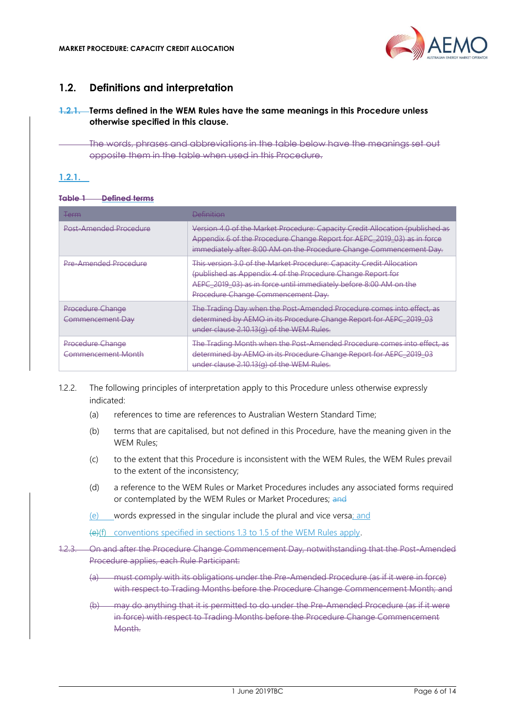## 1.2. Definitions and interpretation

**1.2.1. Terms defined in the WEM Rules have the same meanings in this Procedure unless otherwise specified in this clause.**

The words, phrases and abbreviations in the table below have the meanings set out opposite them in the table when used in this Procedure.

1.2.1.

**Table 1 Defined terms**

| Term | Definition |
|---|---|
| Post-Amended Procedure | Version 4.0 of the Market Procedure: Capacity Credit Allocation (published as Appendix 6 of the Procedure Change Report for AEPC_2019_03) as in force immediately after 8:00 AM on the Procedure Change Commencement Day. |
| Pre-Amended Procedure | This version 3.0 of the Market Procedure: Capacity Credit Allocation (published as Appendix 4 of the Procedure Change Report for AEPC_2019_03) as in force until immediately before 8:00 AM on the Procedure Change Commencement Day. |
| Procedure Change Commencement Day | The Trading Day when the Post-Amended Procedure comes into effect, as determined by AEMO in its Procedure Change Report for AEPC_2019_03 under clause 2.10.13(g) of the WEM Rules. |
| Procedure Change Commencement Month | The Trading Month when the Post-Amended Procedure comes into effect, as determined by AEMO in its Procedure Change Report for AEPC_2019_03 under clause 2.10.13(g) of the WEM Rules. |

1.2.2. The following principles of interpretation apply to this Procedure unless otherwise expressly indicated:

(a) references to time are references to Australian Western Standard Time;

(b) terms that are capitalised, but not defined in this Procedure, have the meaning given in the WEM Rules;

(c) to the extent that this Procedure is inconsistent with the WEM Rules, the WEM Rules prevail to the extent of the inconsistency;

(d) a reference to the WEM Rules or Market Procedures includes any associated forms required or contemplated by the WEM Rules or Market Procedures; and

(e) words expressed in the singular include the plural and vice versa; and

(e)(f) conventions specified in sections 1.3 to 1.5 of the WEM Rules apply.

1.2.3. On and after the Procedure Change Commencement Day, notwithstanding that the Post-Amended Procedure applies, each Rule Participant:

(a) must comply with its obligations under the Pre-Amended Procedure (as if it were in force) with respect to Trading Months before the Procedure Change Commencement Month; and

(b) may do anything that it is permitted to do under the Pre-Amended Procedure (as if it were in force) with respect to Trading Months before the Procedure Change Commencement Month.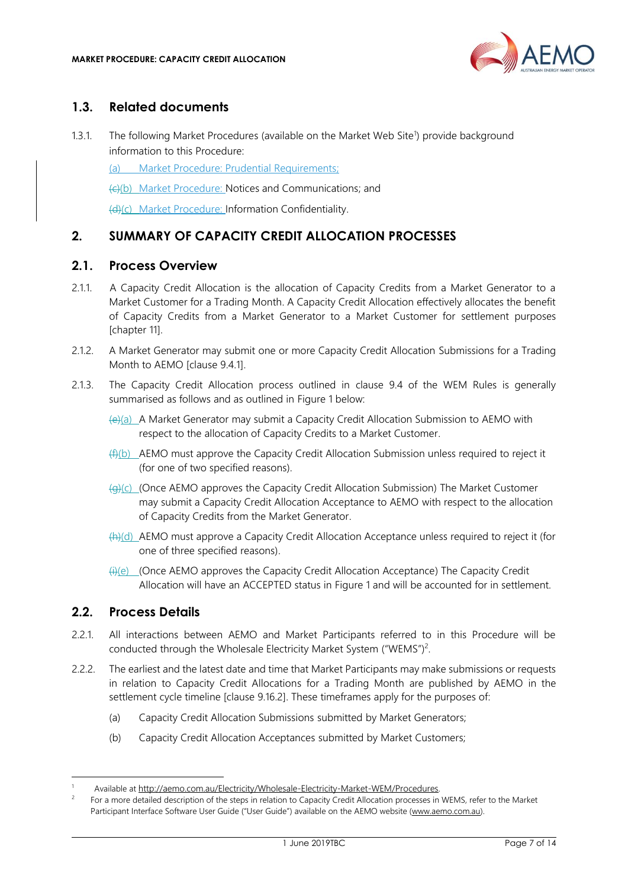## 1.3. Related documents

1.3.1. The following Market Procedures (available on the Market Web Site[1]) provide background information to this Procedure:

(a) Market Procedure: Prudential Requirements;

~~(c)~~(b) Market Procedure: Notices and Communications; and

~~(d)~~(c) Market Procedure: Information Confidentiality.

# 2. SUMMARY OF CAPACITY CREDIT ALLOCATION PROCESSES

## 2.1. Process Overview

2.1.1. A Capacity Credit Allocation is the allocation of Capacity Credits from a Market Generator to a Market Customer for a Trading Month. A Capacity Credit Allocation effectively allocates the benefit of Capacity Credits from a Market Generator to a Market Customer for settlement purposes [chapter 11].

2.1.2. A Market Generator may submit one or more Capacity Credit Allocation Submissions for a Trading Month to AEMO [clause 9.4.1].

2.1.3. The Capacity Credit Allocation process outlined in clause 9.4 of the WEM Rules is generally summarised as follows and as outlined in Figure 1 below:

~~(e)~~(a) A Market Generator may submit a Capacity Credit Allocation Submission to AEMO with respect to the allocation of Capacity Credits to a Market Customer.

~~(f)~~(b) AEMO must approve the Capacity Credit Allocation Submission unless required to reject it (for one of two specified reasons).

~~(g)~~(c) (Once AEMO approves the Capacity Credit Allocation Submission) The Market Customer may submit a Capacity Credit Allocation Acceptance to AEMO with respect to the allocation of Capacity Credits from the Market Generator.

~~(h)~~(d) AEMO must approve a Capacity Credit Allocation Acceptance unless required to reject it (for one of three specified reasons).

~~(i)~~(e) (Once AEMO approves the Capacity Credit Allocation Acceptance) The Capacity Credit Allocation will have an ACCEPTED status in Figure 1 and will be accounted for in settlement.

## 2.2. Process Details

2.2.1. All interactions between AEMO and Market Participants referred to in this Procedure will be conducted through the Wholesale Electricity Market System ("WEMS")[2].

2.2.2. The earliest and the latest date and time that Market Participants may make submissions or requests in relation to Capacity Credit Allocations for a Trading Month are published by AEMO in the settlement cycle timeline [clause 9.16.2]. These timeframes apply for the purposes of:

(a) Capacity Credit Allocation Submissions submitted by Market Generators;

(b) Capacity Credit Allocation Acceptances submitted by Market Customers;

---

[1] Available at http://aemo.com.au/Electricity/Wholesale-Electricity-Market-WEM/Procedures.

[2] For a more detailed description of the steps in relation to Capacity Credit Allocation processes in WEMS, refer to the Market Participant Interface Software User Guide ("User Guide") available on the AEMO website (www.aemo.com.au).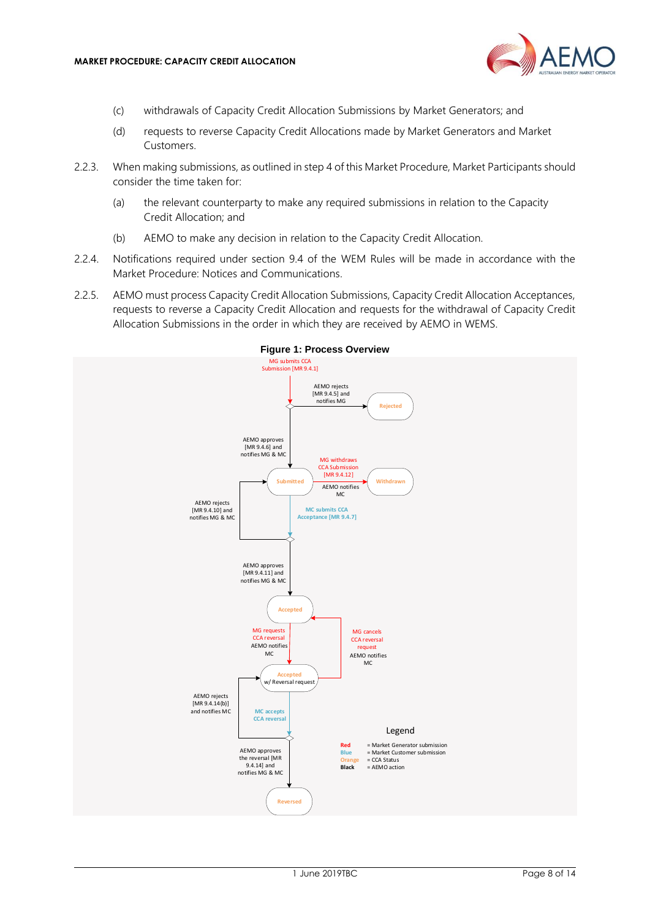(c) withdrawals of Capacity Credit Allocation Submissions by Market Generators; and

(d) requests to reverse Capacity Credit Allocations made by Market Generators and Market Customers.

2.2.3. When making submissions, as outlined in step 4 of this Market Procedure, Market Participants should consider the time taken for:

(a) the relevant counterparty to make any required submissions in relation to the Capacity Credit Allocation; and

(b) AEMO to make any decision in relation to the Capacity Credit Allocation.

2.2.4. Notifications required under section 9.4 of the WEM Rules will be made in accordance with the Market Procedure: Notices and Communications.

2.2.5. AEMO must process Capacity Credit Allocation Submissions, Capacity Credit Allocation Acceptances, requests to reverse a Capacity Credit Allocation and requests for the withdrawal of Capacity Credit Allocation Submissions in the order in which they are received by AEMO in WEMS.

**Figure 1: Process Overview**

MG submits CCA Submission [MR 9.4.1]

AEMO rejects [MR 9.4.5] and notifies MG

Rejected

AEMO approves [MR 9.4.6] and notifies MG & MC

Submitted

MG withdraws CCA Submission [MR 9.4.12]

AEMO notifies MC

Withdrawn

AEMO rejects [MR 9.4.10] and notifies MG & MC

MC submits CCA Acceptance [MR 9.4.7]

AEMO approves [MR 9.4.11] and notifies MG & MC

Accepted

MG requests CCA reversal AEMO notifies MC

MG cancels CCA reversal request AEMO notifies MC

Accepted w/ Reversal request

AEMO rejects [MR 9.4.14(b)] and notifies MC

MC accepts CCA reversal

AEMO approves the reversal [MR 9.4.14] and notifies MG & MC

Reversed

Legend

| | |
|---|---|
| **Red** | = Market Generator submission |
| **Blue** | = Market Customer submission |
| **Orange** | = CCA Status |
| **Black** | = AEMO action |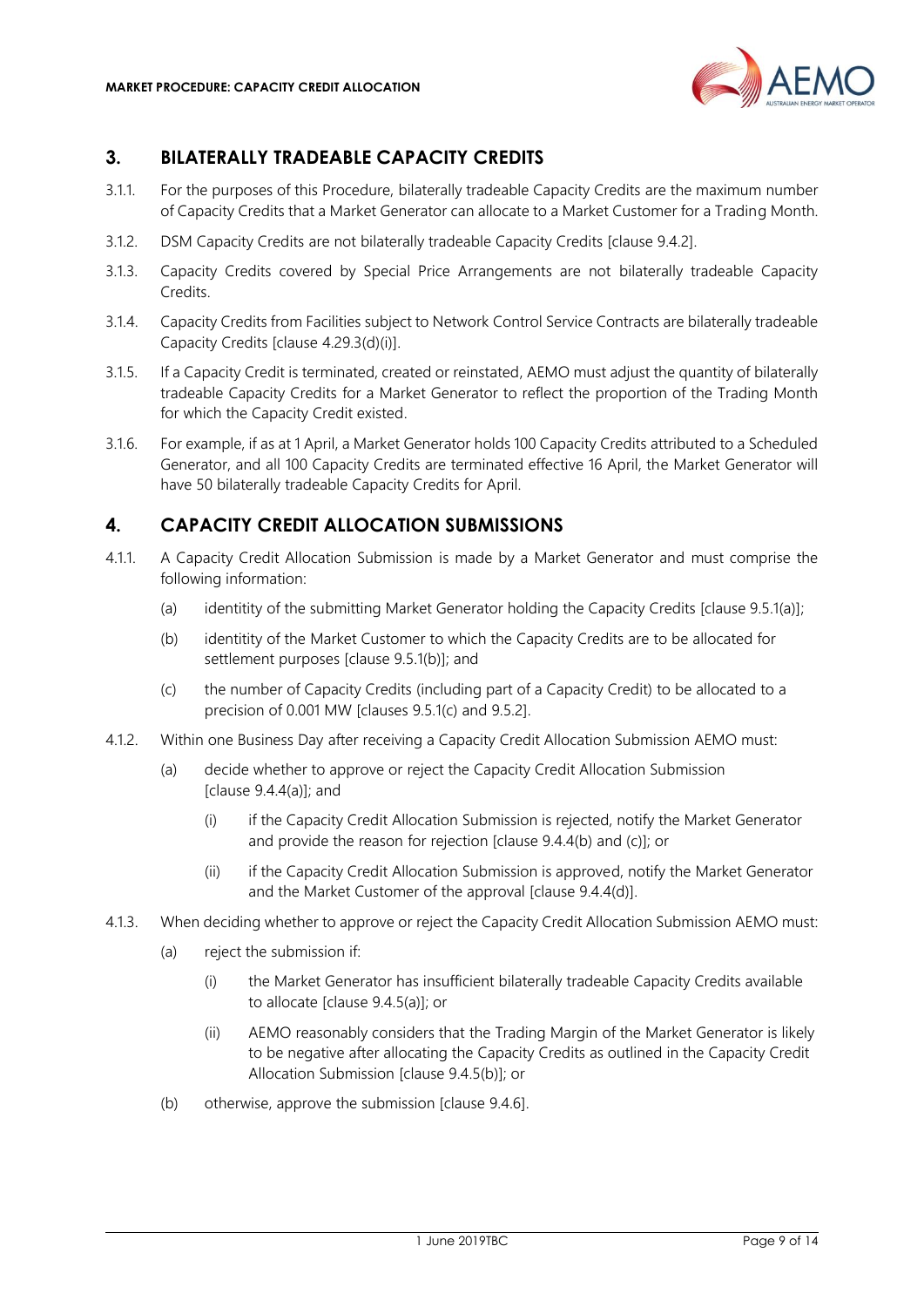## 3. BILATERALLY TRADEABLE CAPACITY CREDITS

3.1.1. For the purposes of this Procedure, bilaterally tradeable Capacity Credits are the maximum number of Capacity Credits that a Market Generator can allocate to a Market Customer for a Trading Month.

3.1.2. DSM Capacity Credits are not bilaterally tradeable Capacity Credits [clause 9.4.2].

3.1.3. Capacity Credits covered by Special Price Arrangements are not bilaterally tradeable Capacity Credits.

3.1.4. Capacity Credits from Facilities subject to Network Control Service Contracts are bilaterally tradeable Capacity Credits [clause 4.29.3(d)(i)].

3.1.5. If a Capacity Credit is terminated, created or reinstated, AEMO must adjust the quantity of bilaterally tradeable Capacity Credits for a Market Generator to reflect the proportion of the Trading Month for which the Capacity Credit existed.

3.1.6. For example, if as at 1 April, a Market Generator holds 100 Capacity Credits attributed to a Scheduled Generator, and all 100 Capacity Credits are terminated effective 16 April, the Market Generator will have 50 bilaterally tradeable Capacity Credits for April.

## 4. CAPACITY CREDIT ALLOCATION SUBMISSIONS

4.1.1. A Capacity Credit Allocation Submission is made by a Market Generator and must comprise the following information:

(a) identitity of the submitting Market Generator holding the Capacity Credits [clause 9.5.1(a)];

(b) identitity of the Market Customer to which the Capacity Credits are to be allocated for settlement purposes [clause 9.5.1(b)]; and

(c) the number of Capacity Credits (including part of a Capacity Credit) to be allocated to a precision of 0.001 MW [clauses 9.5.1(c) and 9.5.2].

4.1.2. Within one Business Day after receiving a Capacity Credit Allocation Submission AEMO must:

(a) decide whether to approve or reject the Capacity Credit Allocation Submission [clause 9.4.4(a)]; and

(i) if the Capacity Credit Allocation Submission is rejected, notify the Market Generator and provide the reason for rejection [clause 9.4.4(b) and (c)]; or

(ii) if the Capacity Credit Allocation Submission is approved, notify the Market Generator and the Market Customer of the approval [clause 9.4.4(d)].

4.1.3. When deciding whether to approve or reject the Capacity Credit Allocation Submission AEMO must:

(a) reject the submission if:

(i) the Market Generator has insufficient bilaterally tradeable Capacity Credits available to allocate [clause 9.4.5(a)]; or

(ii) AEMO reasonably considers that the Trading Margin of the Market Generator is likely to be negative after allocating the Capacity Credits as outlined in the Capacity Credit Allocation Submission [clause 9.4.5(b)]; or

(b) otherwise, approve the submission [clause 9.4.6].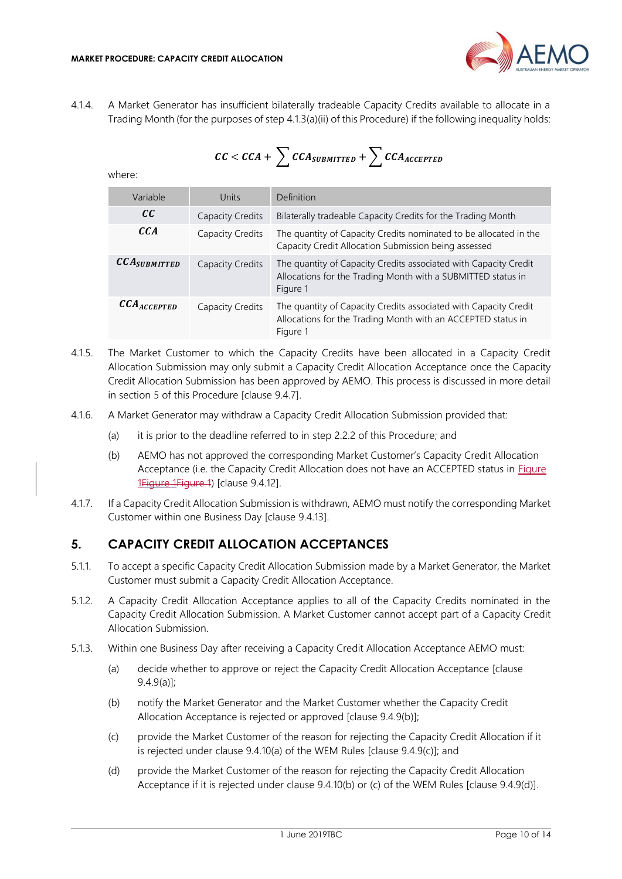4.1.4. A Market Generator has insufficient bilaterally tradeable Capacity Credits available to allocate in a Trading Month (for the purposes of step 4.1.3(a)(ii) of this Procedure) if the following inequality holds:

$$CC < CCA + \sum CCA_{SUBMITTED} + \sum CCA_{ACCEPTED}$$

where:

| Variable | Units | Definition |
|---|---|---|
| $CC$ | Capacity Credits | Bilaterally tradeable Capacity Credits for the Trading Month |
| $CCA$ | Capacity Credits | The quantity of Capacity Credits nominated to be allocated in the Capacity Credit Allocation Submission being assessed |
| $CCA_{SUBMITTED}$ | Capacity Credits | The quantity of Capacity Credits associated with Capacity Credit Allocations for the Trading Month with a SUBMITTED status in Figure 1 |
| $CCA_{ACCEPTED}$ | Capacity Credits | The quantity of Capacity Credits associated with Capacity Credit Allocations for the Trading Month with an ACCEPTED status in Figure 1 |

4.1.5. The Market Customer to which the Capacity Credits have been allocated in a Capacity Credit Allocation Submission may only submit a Capacity Credit Allocation Acceptance once the Capacity Credit Allocation Submission has been approved by AEMO. This process is discussed in more detail in section 5 of this Procedure [clause 9.4.7].

4.1.6. A Market Generator may withdraw a Capacity Credit Allocation Submission provided that:

(a) it is prior to the deadline referred to in step 2.2.2 of this Procedure; and

(b) AEMO has not approved the corresponding Market Customer's Capacity Credit Allocation Acceptance (i.e. the Capacity Credit Allocation does not have an ACCEPTED status in Figure 1~~Figure 1Figure 1~~) [clause 9.4.12].

4.1.7. If a Capacity Credit Allocation Submission is withdrawn, AEMO must notify the corresponding Market Customer within one Business Day [clause 9.4.13].

## 5. CAPACITY CREDIT ALLOCATION ACCEPTANCES

5.1.1. To accept a specific Capacity Credit Allocation Submission made by a Market Generator, the Market Customer must submit a Capacity Credit Allocation Acceptance.

5.1.2. A Capacity Credit Allocation Acceptance applies to all of the Capacity Credits nominated in the Capacity Credit Allocation Submission. A Market Customer cannot accept part of a Capacity Credit Allocation Submission.

5.1.3. Within one Business Day after receiving a Capacity Credit Allocation Acceptance AEMO must:

(a) decide whether to approve or reject the Capacity Credit Allocation Acceptance [clause 9.4.9(a)];

(b) notify the Market Generator and the Market Customer whether the Capacity Credit Allocation Acceptance is rejected or approved [clause 9.4.9(b)];

(c) provide the Market Customer of the reason for rejecting the Capacity Credit Allocation if it is rejected under clause 9.4.10(a) of the WEM Rules [clause 9.4.9(c)]; and

(d) provide the Market Customer of the reason for rejecting the Capacity Credit Allocation Acceptance if it is rejected under clause 9.4.10(b) or (c) of the WEM Rules [clause 9.4.9(d)].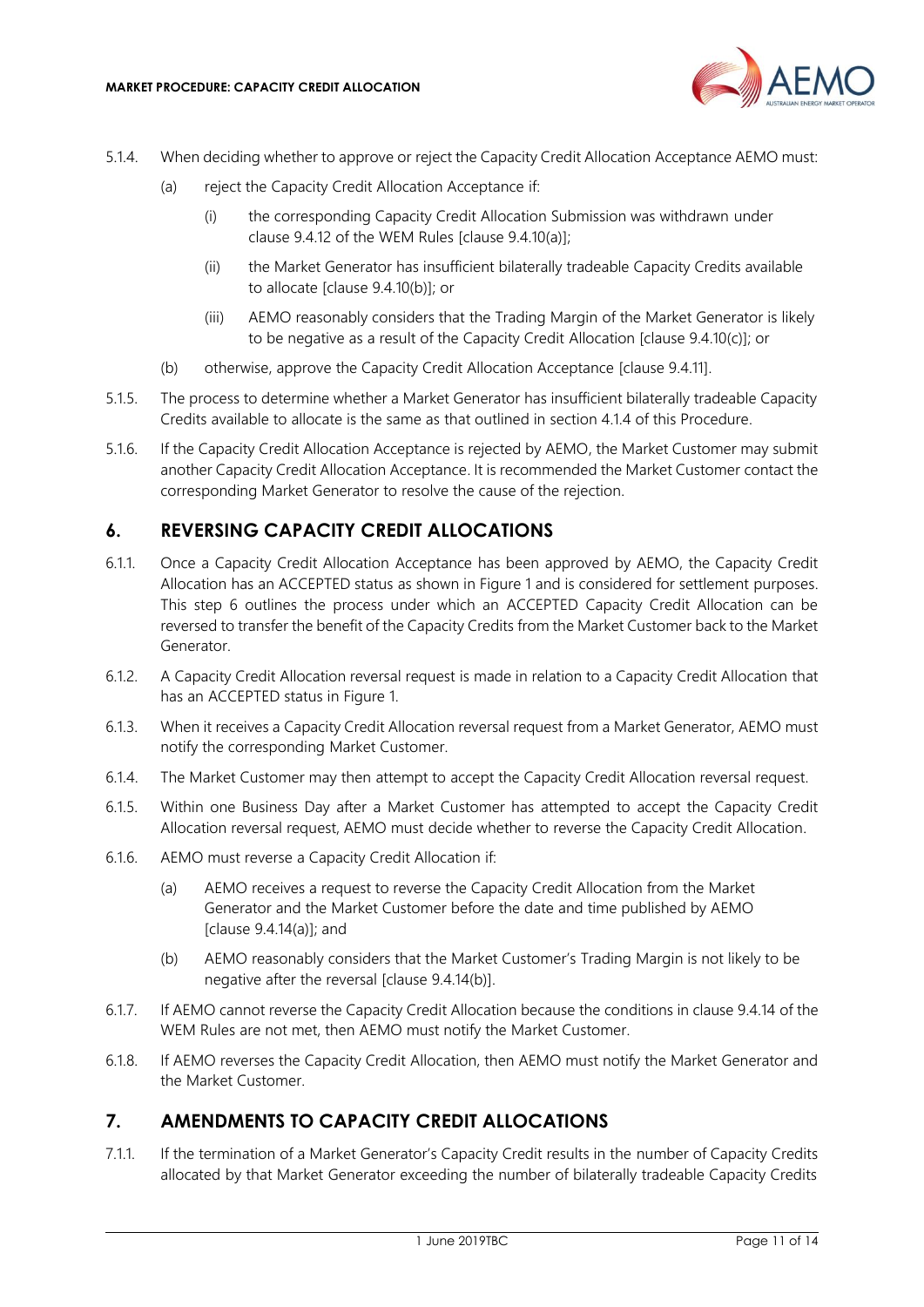5.1.4. When deciding whether to approve or reject the Capacity Credit Allocation Acceptance AEMO must:

(a) reject the Capacity Credit Allocation Acceptance if:

(i) the corresponding Capacity Credit Allocation Submission was withdrawn under clause 9.4.12 of the WEM Rules [clause 9.4.10(a)];

(ii) the Market Generator has insufficient bilaterally tradeable Capacity Credits available to allocate [clause 9.4.10(b)]; or

(iii) AEMO reasonably considers that the Trading Margin of the Market Generator is likely to be negative as a result of the Capacity Credit Allocation [clause 9.4.10(c)]; or

(b) otherwise, approve the Capacity Credit Allocation Acceptance [clause 9.4.11].

5.1.5. The process to determine whether a Market Generator has insufficient bilaterally tradeable Capacity Credits available to allocate is the same as that outlined in section 4.1.4 of this Procedure.

5.1.6. If the Capacity Credit Allocation Acceptance is rejected by AEMO, the Market Customer may submit another Capacity Credit Allocation Acceptance. It is recommended the Market Customer contact the corresponding Market Generator to resolve the cause of the rejection.

## 6. REVERSING CAPACITY CREDIT ALLOCATIONS

6.1.1. Once a Capacity Credit Allocation Acceptance has been approved by AEMO, the Capacity Credit Allocation has an ACCEPTED status as shown in Figure 1 and is considered for settlement purposes. This step 6 outlines the process under which an ACCEPTED Capacity Credit Allocation can be reversed to transfer the benefit of the Capacity Credits from the Market Customer back to the Market Generator.

6.1.2. A Capacity Credit Allocation reversal request is made in relation to a Capacity Credit Allocation that has an ACCEPTED status in Figure 1.

6.1.3. When it receives a Capacity Credit Allocation reversal request from a Market Generator, AEMO must notify the corresponding Market Customer.

6.1.4. The Market Customer may then attempt to accept the Capacity Credit Allocation reversal request.

6.1.5. Within one Business Day after a Market Customer has attempted to accept the Capacity Credit Allocation reversal request, AEMO must decide whether to reverse the Capacity Credit Allocation.

6.1.6. AEMO must reverse a Capacity Credit Allocation if:

(a) AEMO receives a request to reverse the Capacity Credit Allocation from the Market Generator and the Market Customer before the date and time published by AEMO [clause 9.4.14(a)]; and

(b) AEMO reasonably considers that the Market Customer's Trading Margin is not likely to be negative after the reversal [clause 9.4.14(b)].

6.1.7. If AEMO cannot reverse the Capacity Credit Allocation because the conditions in clause 9.4.14 of the WEM Rules are not met, then AEMO must notify the Market Customer.

6.1.8. If AEMO reverses the Capacity Credit Allocation, then AEMO must notify the Market Generator and the Market Customer.

## 7. AMENDMENTS TO CAPACITY CREDIT ALLOCATIONS

7.1.1. If the termination of a Market Generator's Capacity Credit results in the number of Capacity Credits allocated by that Market Generator exceeding the number of bilaterally tradeable Capacity Credits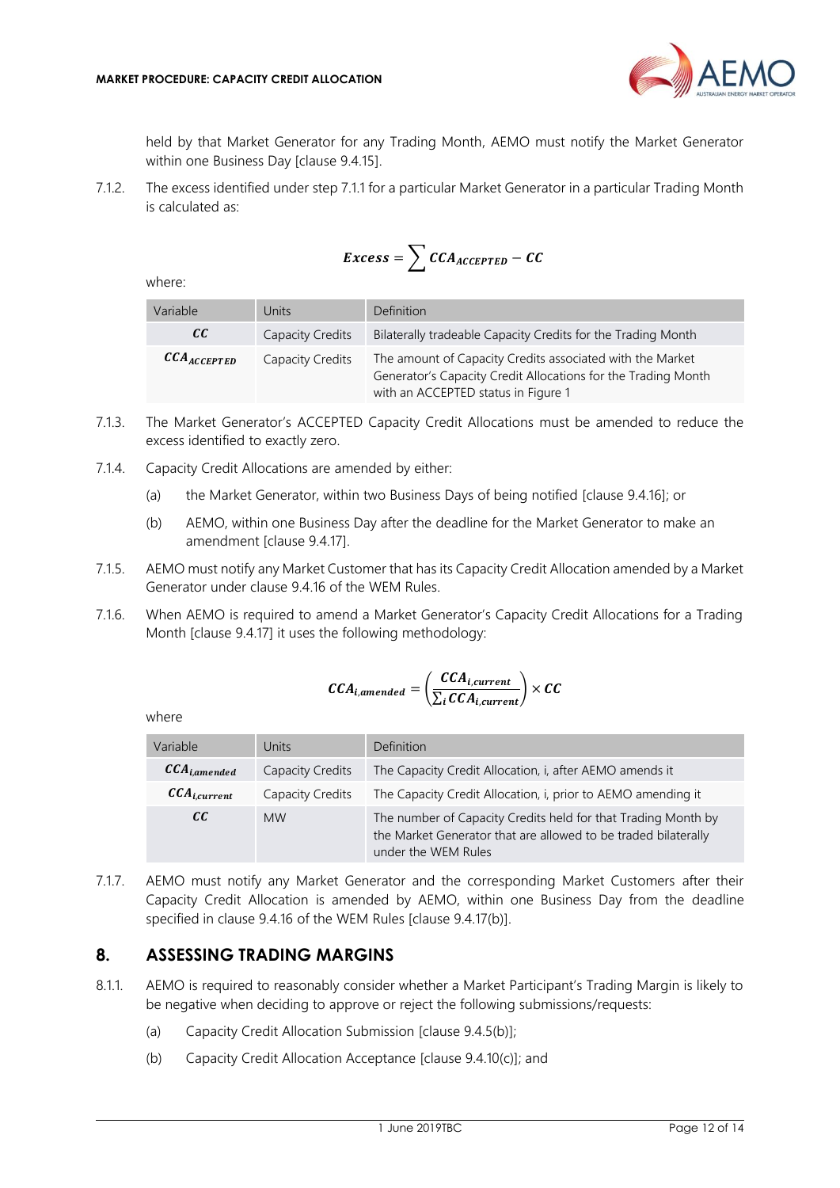held by that Market Generator for any Trading Month, AEMO must notify the Market Generator within one Business Day [clause 9.4.15].

7.1.2. The excess identified under step 7.1.1 for a particular Market Generator in a particular Trading Month is calculated as:

$$Excess = \sum CCA_{ACCEPTED} - CC$$

where:

| Variable | Units | Definition |
|---|---|---|
| $CC$ | Capacity Credits | Bilaterally tradeable Capacity Credits for the Trading Month |
| $CCA_{ACCEPTED}$ | Capacity Credits | The amount of Capacity Credits associated with the Market Generator's Capacity Credit Allocations for the Trading Month with an ACCEPTED status in Figure 1 |

7.1.3. The Market Generator's ACCEPTED Capacity Credit Allocations must be amended to reduce the excess identified to exactly zero.

7.1.4. Capacity Credit Allocations are amended by either:

(a) the Market Generator, within two Business Days of being notified [clause 9.4.16]; or

(b) AEMO, within one Business Day after the deadline for the Market Generator to make an amendment [clause 9.4.17].

7.1.5. AEMO must notify any Market Customer that has its Capacity Credit Allocation amended by a Market Generator under clause 9.4.16 of the WEM Rules.

7.1.6. When AEMO is required to amend a Market Generator's Capacity Credit Allocations for a Trading Month [clause 9.4.17] it uses the following methodology:

$$CCA_{i,amended} = \left(\frac{CCA_{i,current}}{\sum_i CCA_{i,current}}\right) \times CC$$

where

| Variable | Units | Definition |
|---|---|---|
| $CCA_{i,amended}$ | Capacity Credits | The Capacity Credit Allocation, i, after AEMO amends it |
| $CCA_{i,current}$ | Capacity Credits | The Capacity Credit Allocation, i, prior to AEMO amending it |
| $CC$ | MW | The number of Capacity Credits held for that Trading Month by the Market Generator that are allowed to be traded bilaterally under the WEM Rules |

7.1.7. AEMO must notify any Market Generator and the corresponding Market Customers after their Capacity Credit Allocation is amended by AEMO, within one Business Day from the deadline specified in clause 9.4.16 of the WEM Rules [clause 9.4.17(b)].

## 8. ASSESSING TRADING MARGINS

8.1.1. AEMO is required to reasonably consider whether a Market Participant's Trading Margin is likely to be negative when deciding to approve or reject the following submissions/requests:

(a) Capacity Credit Allocation Submission [clause 9.4.5(b)];

(b) Capacity Credit Allocation Acceptance [clause 9.4.10(c)]; and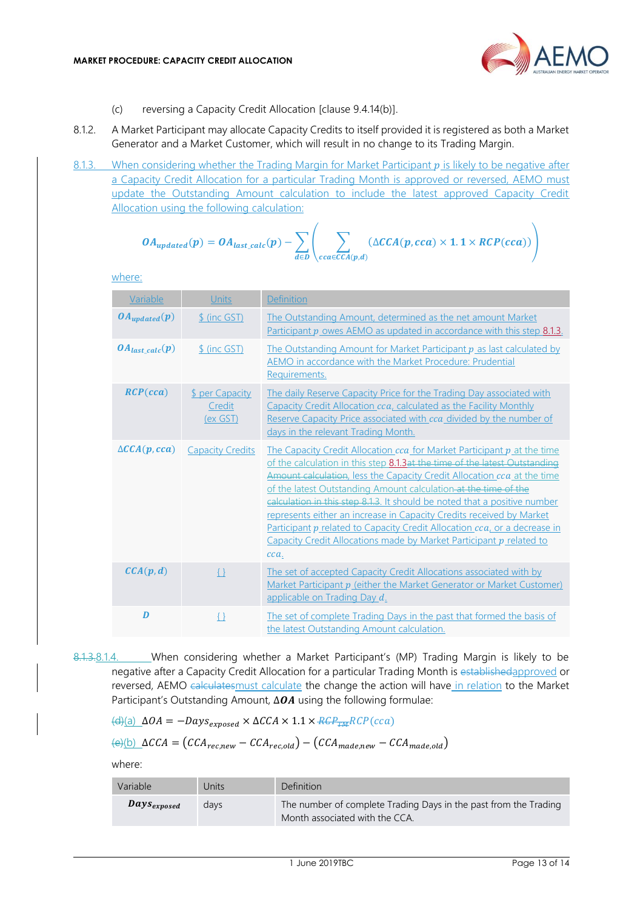(c) reversing a Capacity Credit Allocation [clause 9.4.14(b)].

8.1.2. A Market Participant may allocate Capacity Credits to itself provided it is registered as both a Market Generator and a Market Customer, which will result in no change to its Trading Margin.

8.1.3. When considering whether the Trading Margin for Market Participant $p$ is likely to be negative after a Capacity Credit Allocation for a particular Trading Month is approved or reversed, AEMO must update the Outstanding Amount calculation to include the latest approved Capacity Credit Allocation using the following calculation:

$$OA_{updated}(p) = OA_{last\_calc}(p) - \sum_{d \in D} \left( \sum_{cca \in CCA(p,d)} (\Delta CCA(p, cca) \times 1.1 \times RCP(cca)) \right)$$

where:

| Variable | Units | Definition |
|---|---|---|
| $OA_{updated}(p)$ | $ (inc GST) | The Outstanding Amount, determined as the net amount Market Participant $p$ owes AEMO as updated in accordance with this step 8.1.3. |
| $OA_{last\_calc}(p)$ | $ (inc GST) | The Outstanding Amount for Market Participant $p$ as last calculated by AEMO in accordance with the Market Procedure: Prudential Requirements. |
| $RCP(cca)$ | $ per Capacity Credit (ex GST) | The daily Reserve Capacity Price for the Trading Day associated with Capacity Credit Allocation $cca$, calculated as the Facility Monthly Reserve Capacity Price associated with $cca$ divided by the number of days in the relevant Trading Month. |
| $\Delta CCA(p, cca)$ | Capacity Credits | The Capacity Credit Allocation $cca$ for Market Participant $p$ at the time of the calculation in this step 8.1.3~~at the time of the latest Outstanding Amount calculation~~, less the Capacity Credit Allocation $cca$ at the time of the latest Outstanding Amount calculation~~ at the time of the calculation in this step 8.1.3~~. It should be noted that a positive number represents either an increase in Capacity Credits received by Market Participant $p$ related to Capacity Credit Allocation $cca$, or a decrease in Capacity Credit Allocations made by Market Participant $p$ related to $cca$. |
| $CCA(p, d)$ | { } | The set of accepted Capacity Credit Allocations associated with by Market Participant $p$ (either the Market Generator or Market Customer) applicable on Trading Day $d$. |
| $D$ | { } | The set of complete Trading Days in the past that formed the basis of the latest Outstanding Amount calculation. |

~~8.1.3.~~8.1.4. When considering whether a Market Participant's (MP) Trading Margin is likely to be negative after a Capacity Credit Allocation for a particular Trading Month is ~~established~~approved or reversed, AEMO ~~calculates~~must calculate the change the action will have in relation to the Market Participant's Outstanding Amount, $\Delta OA$ using the following formulae:

~~(d)~~(a) $\Delta OA = -Days_{exposed} \times \Delta CCA \times 1.1 \times$ ~~$RCP_{TM}$~~$RCP(cca)$

~~(e)~~(b) $\Delta CCA = (CCA_{rec,new} - CCA_{rec,old}) - (CCA_{made,new} - CCA_{made,old})$

where:

| Variable | Units | Definition |
|---|---|---|
| $Days_{exposed}$ | days | The number of complete Trading Days in the past from the Trading Month associated with the CCA. |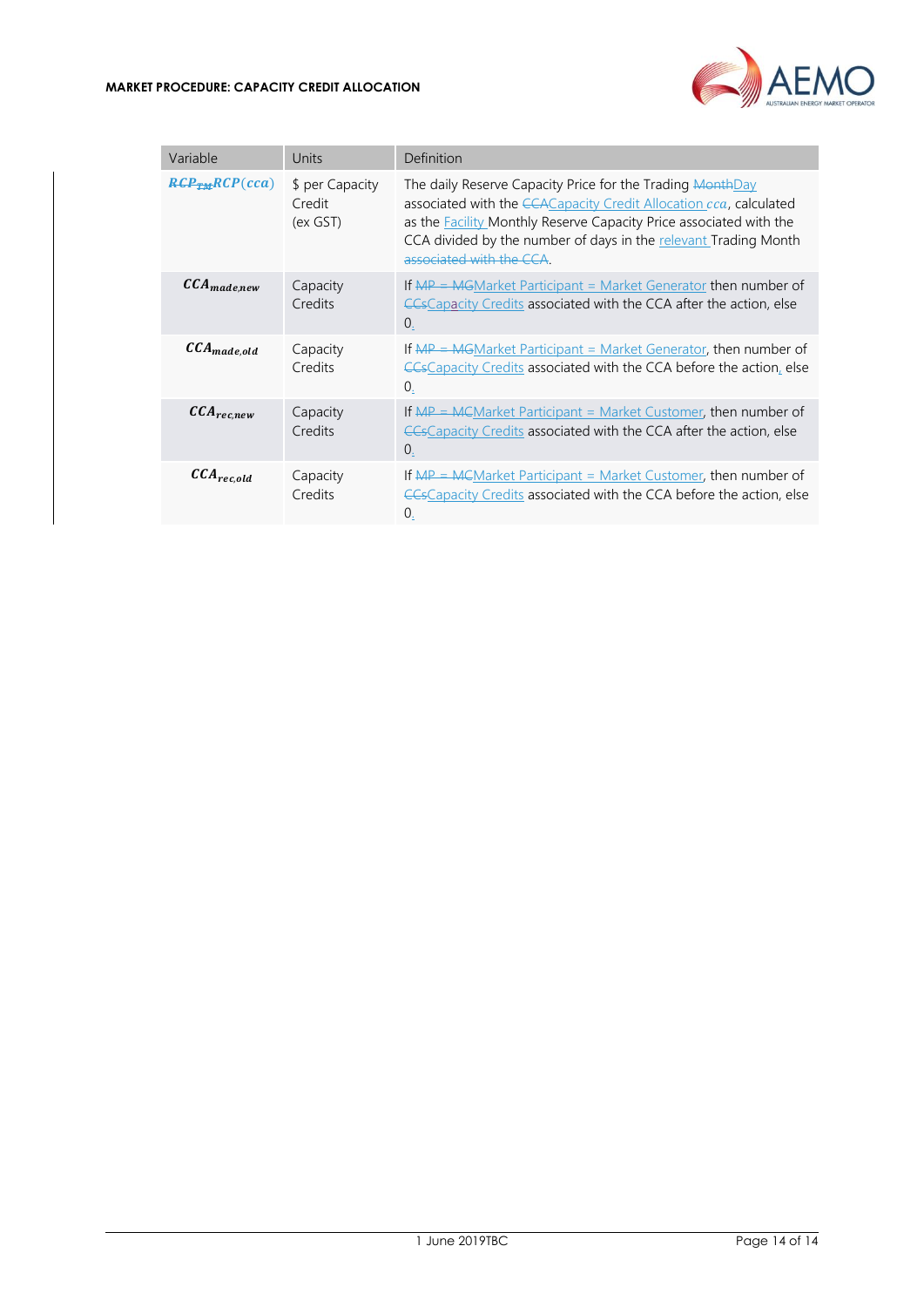| Variable | Units | Definition |
|---|---|---|
| ~~$RCP_{TM}$~~ $RCP(cca)$ | $ per Capacity Credit (ex GST) | The daily Reserve Capacity Price for the Trading ~~Month~~Day associated with the ~~CCA~~Capacity Credit Allocation $cca$, calculated as the Facility Monthly Reserve Capacity Price associated with the CCA divided by the number of days in the relevant Trading Month ~~associated with the CCA~~. |
| $CCA_{made,new}$ | Capacity Credits | If ~~MP = MG~~Market Participant = Market Generator then number of ~~CCs~~Capacity Credits associated with the CCA after the action, else 0. |
| $CCA_{made,old}$ | Capacity Credits | If ~~MP = MG~~Market Participant = Market Generator, then number of ~~CCs~~Capacity Credits associated with the CCA before the action, else 0. |
| $CCA_{rec,new}$ | Capacity Credits | If ~~MP = MC~~Market Participant = Market Customer, then number of ~~CCs~~Capacity Credits associated with the CCA after the action, else 0. |
| $CCA_{rec,old}$ | Capacity Credits | If ~~MP = MC~~Market Participant = Market Customer, then number of ~~CCs~~Capacity Credits associated with the CCA before the action, else 0. |